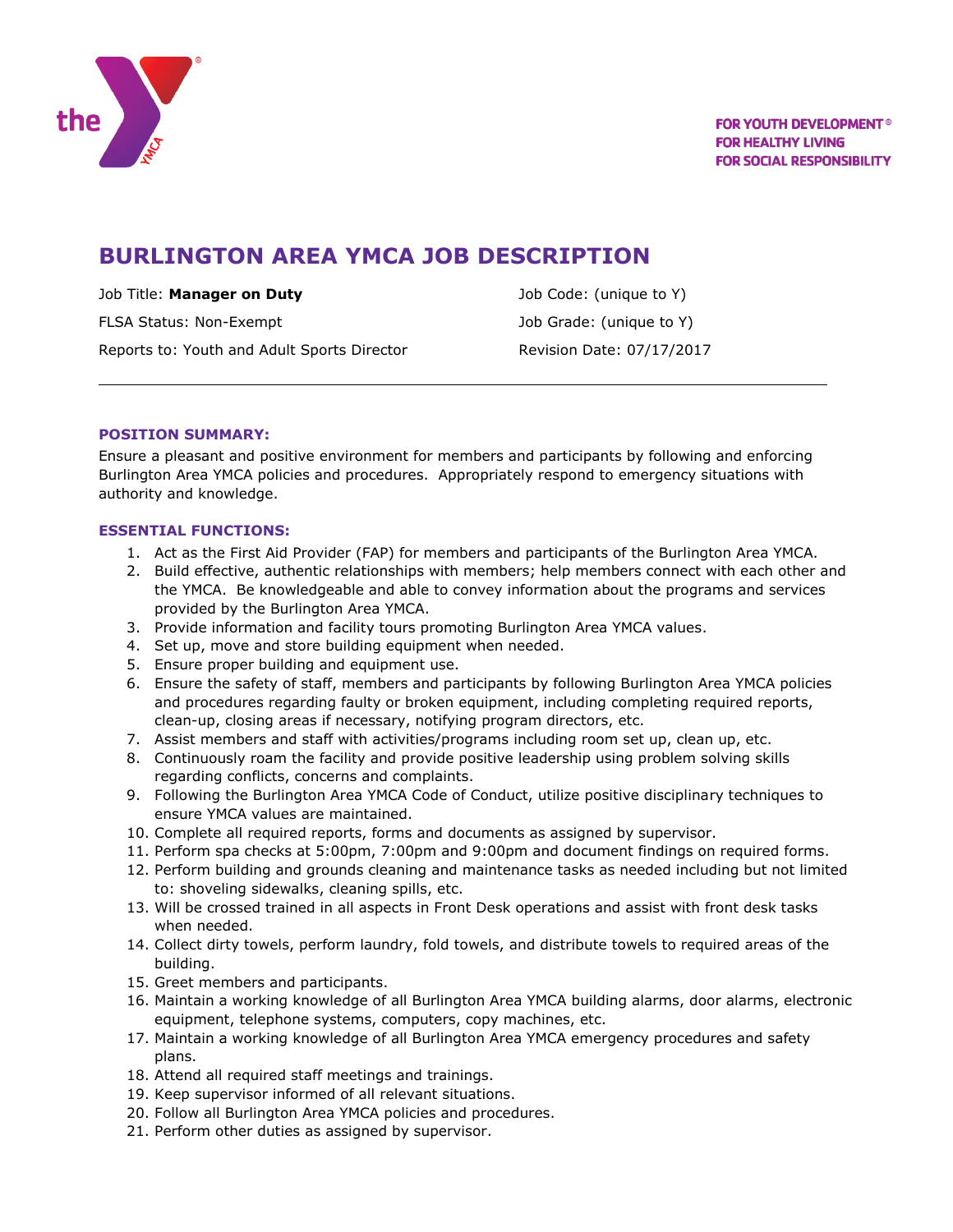FOR YOUTH DEVELOPMENT®
FOR HEALTHY LIVING
FOR SOCIAL RESPONSIBILITY

# BURLINGTON AREA YMCA JOB DESCRIPTION

Job Title: **Manager on Duty**

FLSA Status: Non-Exempt

Reports to: Youth and Adult Sports Director

Job Code: (unique to Y)

Job Grade: (unique to Y)

Revision Date: 07/17/2017

---

## POSITION SUMMARY:

Ensure a pleasant and positive environment for members and participants by following and enforcing Burlington Area YMCA policies and procedures. Appropriately respond to emergency situations with authority and knowledge.

## ESSENTIAL FUNCTIONS:

1. Act as the First Aid Provider (FAP) for members and participants of the Burlington Area YMCA.
2. Build effective, authentic relationships with members; help members connect with each other and the YMCA. Be knowledgeable and able to convey information about the programs and services provided by the Burlington Area YMCA.
3. Provide information and facility tours promoting Burlington Area YMCA values.
4. Set up, move and store building equipment when needed.
5. Ensure proper building and equipment use.
6. Ensure the safety of staff, members and participants by following Burlington Area YMCA policies and procedures regarding faulty or broken equipment, including completing required reports, clean-up, closing areas if necessary, notifying program directors, etc.
7. Assist members and staff with activities/programs including room set up, clean up, etc.
8. Continuously roam the facility and provide positive leadership using problem solving skills regarding conflicts, concerns and complaints.
9. Following the Burlington Area YMCA Code of Conduct, utilize positive disciplinary techniques to ensure YMCA values are maintained.
10. Complete all required reports, forms and documents as assigned by supervisor.
11. Perform spa checks at 5:00pm, 7:00pm and 9:00pm and document findings on required forms.
12. Perform building and grounds cleaning and maintenance tasks as needed including but not limited to: shoveling sidewalks, cleaning spills, etc.
13. Will be crossed trained in all aspects in Front Desk operations and assist with front desk tasks when needed.
14. Collect dirty towels, perform laundry, fold towels, and distribute towels to required areas of the building.
15. Greet members and participants.
16. Maintain a working knowledge of all Burlington Area YMCA building alarms, door alarms, electronic equipment, telephone systems, computers, copy machines, etc.
17. Maintain a working knowledge of all Burlington Area YMCA emergency procedures and safety plans.
18. Attend all required staff meetings and trainings.
19. Keep supervisor informed of all relevant situations.
20. Follow all Burlington Area YMCA policies and procedures.
21. Perform other duties as assigned by supervisor.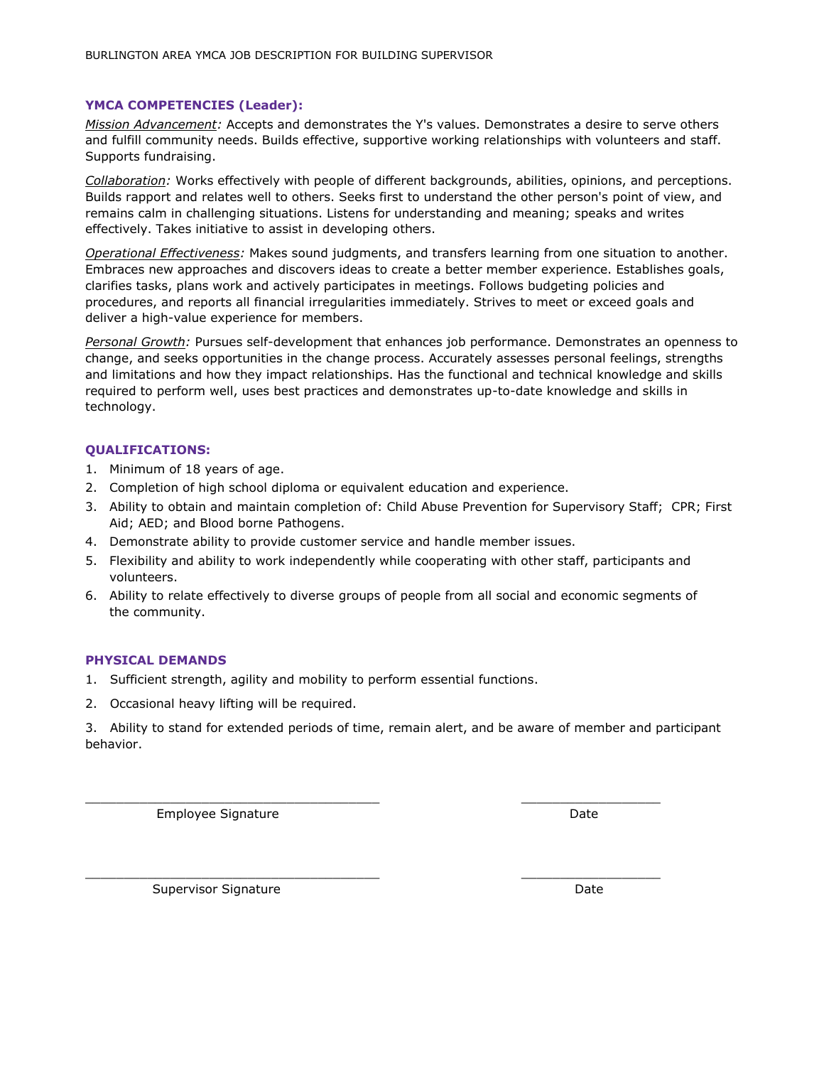## YMCA COMPETENCIES (Leader):

*Mission Advancement:* Accepts and demonstrates the Y's values. Demonstrates a desire to serve others and fulfill community needs. Builds effective, supportive working relationships with volunteers and staff. Supports fundraising.

*Collaboration:* Works effectively with people of different backgrounds, abilities, opinions, and perceptions. Builds rapport and relates well to others. Seeks first to understand the other person's point of view, and remains calm in challenging situations. Listens for understanding and meaning; speaks and writes effectively. Takes initiative to assist in developing others.

*Operational Effectiveness:* Makes sound judgments, and transfers learning from one situation to another. Embraces new approaches and discovers ideas to create a better member experience. Establishes goals, clarifies tasks, plans work and actively participates in meetings. Follows budgeting policies and procedures, and reports all financial irregularities immediately. Strives to meet or exceed goals and deliver a high-value experience for members.

*Personal Growth:* Pursues self-development that enhances job performance. Demonstrates an openness to change, and seeks opportunities in the change process. Accurately assesses personal feelings, strengths and limitations and how they impact relationships. Has the functional and technical knowledge and skills required to perform well, uses best practices and demonstrates up-to-date knowledge and skills in technology.

## QUALIFICATIONS:

1. Minimum of 18 years of age.
2. Completion of high school diploma or equivalent education and experience.
3. Ability to obtain and maintain completion of: Child Abuse Prevention for Supervisory Staff; CPR; First Aid; AED; and Blood borne Pathogens.
4. Demonstrate ability to provide customer service and handle member issues.
5. Flexibility and ability to work independently while cooperating with other staff, participants and volunteers.
6. Ability to relate effectively to diverse groups of people from all social and economic segments of the community.

## PHYSICAL DEMANDS

1. Sufficient strength, agility and mobility to perform essential functions.
2. Occasional heavy lifting will be required.
3. Ability to stand for extended periods of time, remain alert, and be aware of member and participant behavior.

\_\_\_\_\_\_\_\_\_\_\_\_\_\_\_\_\_\_\_\_\_\_\_\_\_\_\_\_\_\_\_\_\_\_\_\_\_\_ \_\_\_\_\_\_\_\_\_\_\_\_\_\_\_\_\_\_

Employee Signature Date

\_\_\_\_\_\_\_\_\_\_\_\_\_\_\_\_\_\_\_\_\_\_\_\_\_\_\_\_\_\_\_\_\_\_\_\_\_\_ \_\_\_\_\_\_\_\_\_\_\_\_\_\_\_\_\_\_

Supervisor Signature Date